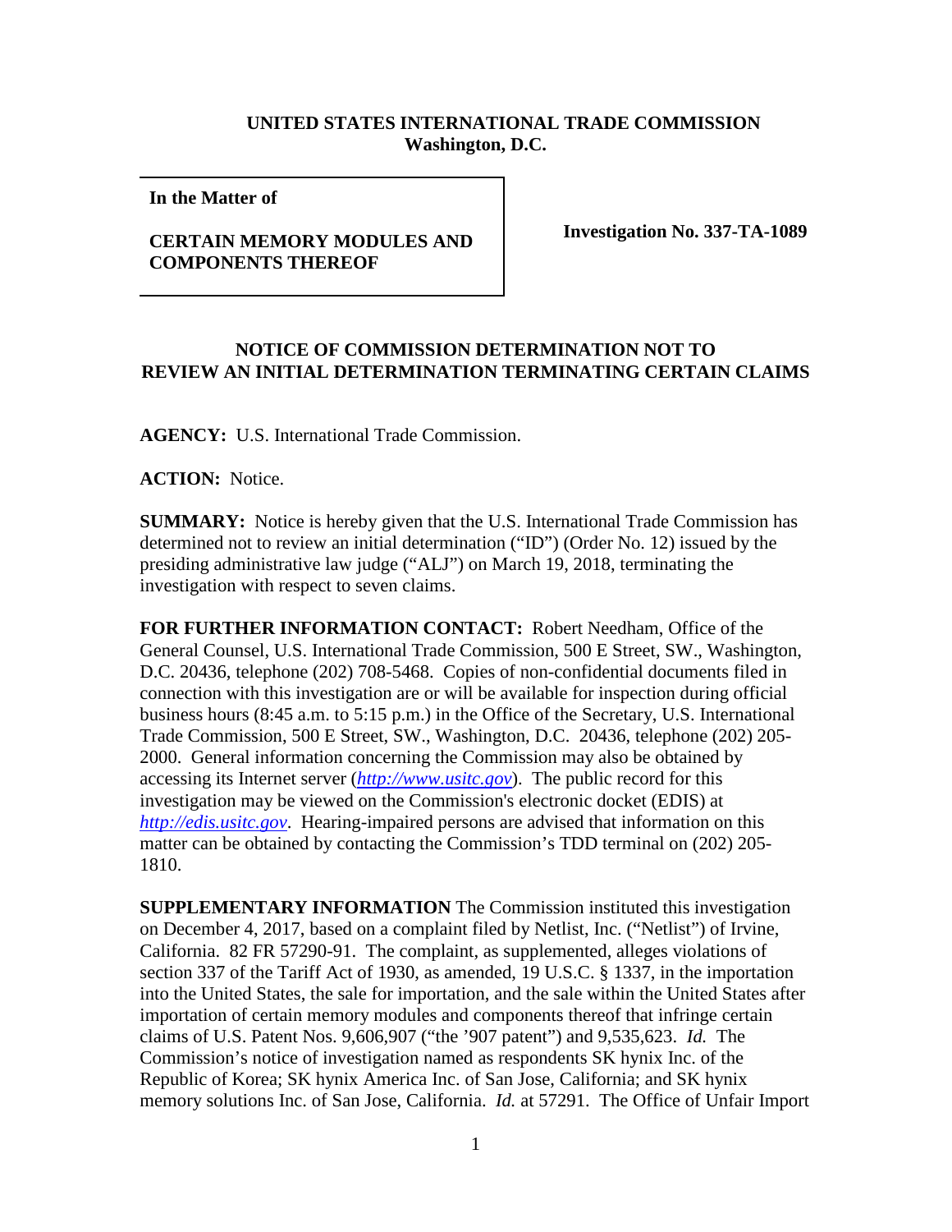**UNITED STATES INTERNATIONAL TRADE COMMISSION**
**Washington, D.C.**

| In the Matter of<br><br>**CERTAIN MEMORY MODULES AND COMPONENTS THEREOF** | **Investigation No. 337-TA-1089** |
|---|---|

**NOTICE OF COMMISSION DETERMINATION NOT TO REVIEW AN INITIAL DETERMINATION TERMINATING CERTAIN CLAIMS**

**AGENCY:** U.S. International Trade Commission.

**ACTION:** Notice.

**SUMMARY:** Notice is hereby given that the U.S. International Trade Commission has determined not to review an initial determination ("ID") (Order No. 12) issued by the presiding administrative law judge ("ALJ") on March 19, 2018, terminating the investigation with respect to seven claims.

**FOR FURTHER INFORMATION CONTACT:** Robert Needham, Office of the General Counsel, U.S. International Trade Commission, 500 E Street, SW., Washington, D.C. 20436, telephone (202) 708-5468. Copies of non-confidential documents filed in connection with this investigation are or will be available for inspection during official business hours (8:45 a.m. to 5:15 p.m.) in the Office of the Secretary, U.S. International Trade Commission, 500 E Street, SW., Washington, D.C. 20436, telephone (202) 205-2000. General information concerning the Commission may also be obtained by accessing its Internet server (*http://www.usitc.gov*). The public record for this investigation may be viewed on the Commission's electronic docket (EDIS) at *http://edis.usitc.gov*. Hearing-impaired persons are advised that information on this matter can be obtained by contacting the Commission's TDD terminal on (202) 205-1810.

**SUPPLEMENTARY INFORMATION** The Commission instituted this investigation on December 4, 2017, based on a complaint filed by Netlist, Inc. ("Netlist") of Irvine, California. 82 FR 57290-91. The complaint, as supplemented, alleges violations of section 337 of the Tariff Act of 1930, as amended, 19 U.S.C. § 1337, in the importation into the United States, the sale for importation, and the sale within the United States after importation of certain memory modules and components thereof that infringe certain claims of U.S. Patent Nos. 9,606,907 ("the '907 patent") and 9,535,623. *Id.* The Commission's notice of investigation named as respondents SK hynix Inc. of the Republic of Korea; SK hynix America Inc. of San Jose, California; and SK hynix memory solutions Inc. of San Jose, California. *Id.* at 57291. The Office of Unfair Import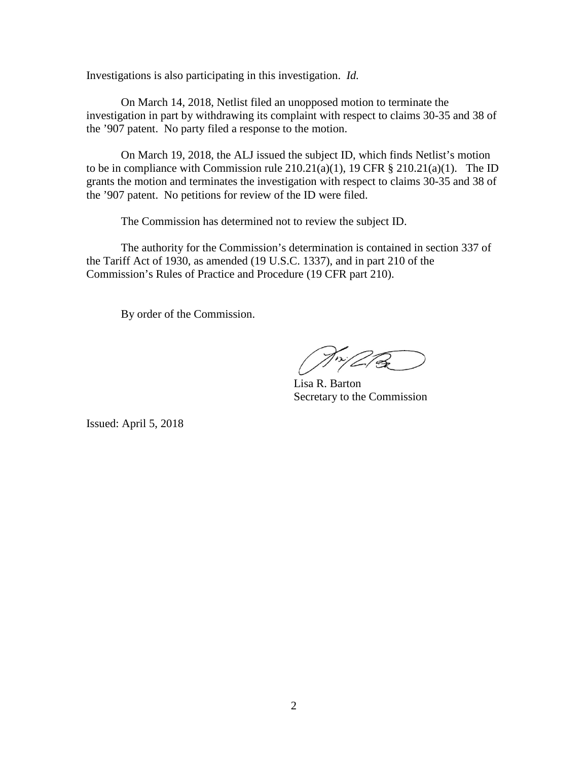Investigations is also participating in this investigation. *Id.*

On March 14, 2018, Netlist filed an unopposed motion to terminate the investigation in part by withdrawing its complaint with respect to claims 30-35 and 38 of the '907 patent. No party filed a response to the motion.

On March 19, 2018, the ALJ issued the subject ID, which finds Netlist's motion to be in compliance with Commission rule 210.21(a)(1), 19 CFR § 210.21(a)(1). The ID grants the motion and terminates the investigation with respect to claims 30-35 and 38 of the '907 patent. No petitions for review of the ID were filed.

The Commission has determined not to review the subject ID.

The authority for the Commission's determination is contained in section 337 of the Tariff Act of 1930, as amended (19 U.S.C. 1337), and in part 210 of the Commission's Rules of Practice and Procedure (19 CFR part 210).

By order of the Commission.

Lisa R. Barton
Secretary to the Commission

Issued: April 5, 2018